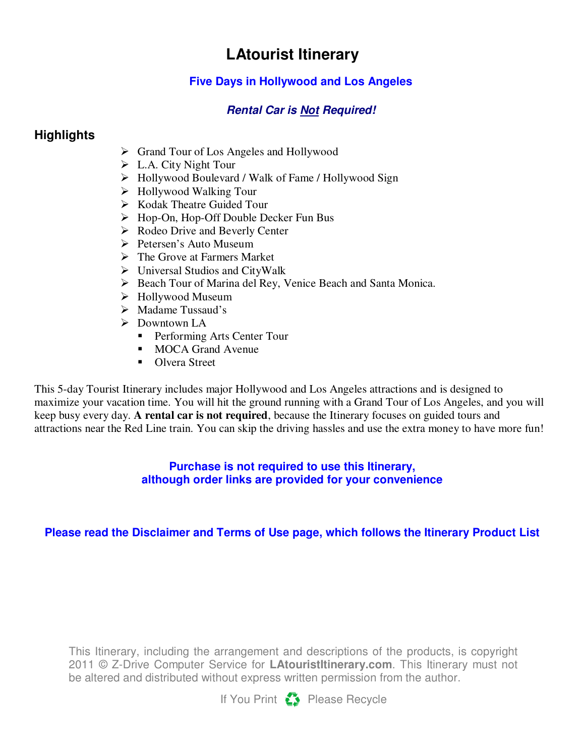# LAtourist Itinerary

## Five Days in Hollywood and Los Angeles

***Rental Car is Not Required!***

## Highlights

- Grand Tour of Los Angeles and Hollywood
- L.A. City Night Tour
- Hollywood Boulevard / Walk of Fame / Hollywood Sign
- Hollywood Walking Tour
- Kodak Theatre Guided Tour
- Hop-On, Hop-Off Double Decker Fun Bus
- Rodeo Drive and Beverly Center
- Petersen's Auto Museum
- The Grove at Farmers Market
- Universal Studios and CityWalk
- Beach Tour of Marina del Rey, Venice Beach and Santa Monica.
- Hollywood Museum
- Madame Tussaud's
- Downtown LA
  - Performing Arts Center Tour
  - MOCA Grand Avenue
  - Olvera Street

This 5-day Tourist Itinerary includes major Hollywood and Los Angeles attractions and is designed to maximize your vacation time. You will hit the ground running with a Grand Tour of Los Angeles, and you will keep busy every day. **A rental car is not required**, because the Itinerary focuses on guided tours and attractions near the Red Line train. You can skip the driving hassles and use the extra money to have more fun!

**Purchase is not required to use this Itinerary, although order links are provided for your convenience**

**Please read the Disclaimer and Terms of Use page, which follows the Itinerary Product List**

This Itinerary, including the arrangement and descriptions of the products, is copyright 2011 © Z-Drive Computer Service for **LAtouristItinerary.com**. This Itinerary must not be altered and distributed without express written permission from the author.

If You Print ♻ Please Recycle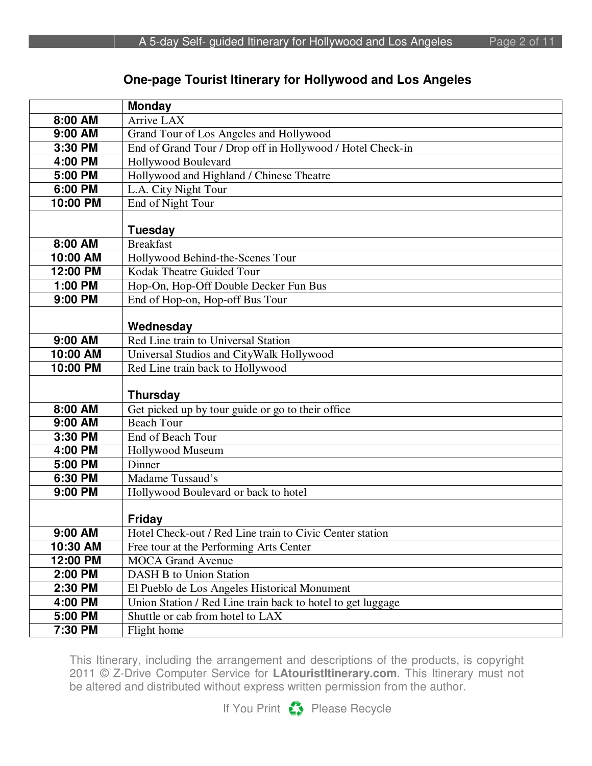## One-page Tourist Itinerary for Hollywood and Los Angeles

| | **Monday** |
|---|---|
| **8:00 AM** | Arrive LAX |
| **9:00 AM** | Grand Tour of Los Angeles and Hollywood |
| **3:30 PM** | End of Grand Tour / Drop off in Hollywood / Hotel Check-in |
| **4:00 PM** | Hollywood Boulevard |
| **5:00 PM** | Hollywood and Highland / Chinese Theatre |
| **6:00 PM** | L.A. City Night Tour |
| **10:00 PM** | End of Night Tour |
| | **Tuesday** |
| **8:00 AM** | Breakfast |
| **10:00 AM** | Hollywood Behind-the-Scenes Tour |
| **12:00 PM** | Kodak Theatre Guided Tour |
| **1:00 PM** | Hop-On, Hop-Off Double Decker Fun Bus |
| **9:00 PM** | End of Hop-on, Hop-off Bus Tour |
| | **Wednesday** |
| **9:00 AM** | Red Line train to Universal Station |
| **10:00 AM** | Universal Studios and CityWalk Hollywood |
| **10:00 PM** | Red Line train back to Hollywood |
| | **Thursday** |
| **8:00 AM** | Get picked up by tour guide or go to their office |
| **9:00 AM** | Beach Tour |
| **3:30 PM** | End of Beach Tour |
| **4:00 PM** | Hollywood Museum |
| **5:00 PM** | Dinner |
| **6:30 PM** | Madame Tussaud's |
| **9:00 PM** | Hollywood Boulevard or back to hotel |
| | **Friday** |
| **9:00 AM** | Hotel Check-out / Red Line train to Civic Center station |
| **10:30 AM** | Free tour at the Performing Arts Center |
| **12:00 PM** | MOCA Grand Avenue |
| **2:00 PM** | DASH B to Union Station |
| **2:30 PM** | El Pueblo de Los Angeles Historical Monument |
| **4:00 PM** | Union Station / Red Line train back to hotel to get luggage |
| **5:00 PM** | Shuttle or cab from hotel to LAX |
| **7:30 PM** | Flight home |

This Itinerary, including the arrangement and descriptions of the products, is copyright 2011 © Z-Drive Computer Service for **LAtouristItinerary.com**. This Itinerary must not be altered and distributed without express written permission from the author.

If You Print Please Recycle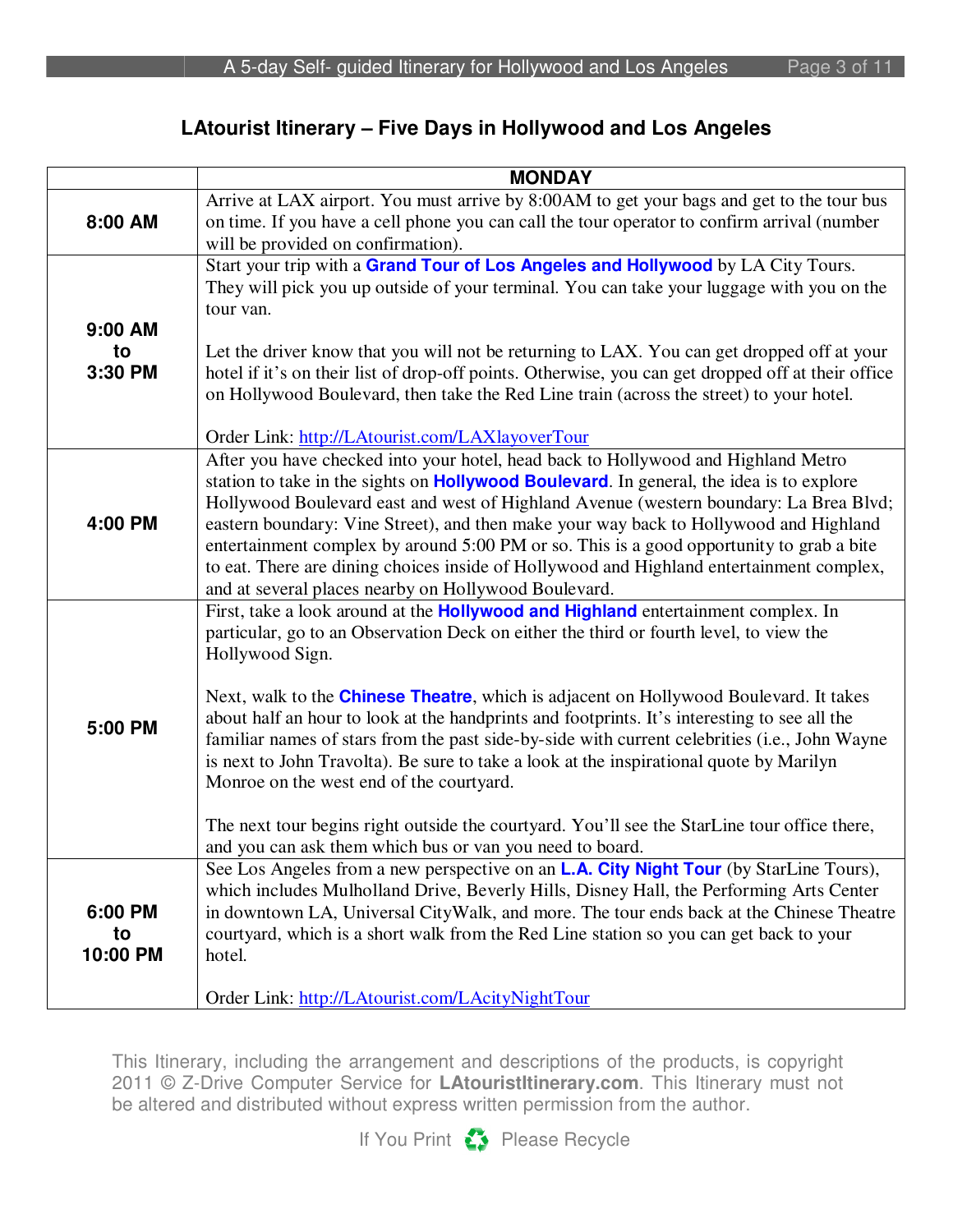## LAtourist Itinerary – Five Days in Hollywood and Los Angeles

| | MONDAY |
|---|---|
| **8:00 AM** | Arrive at LAX airport. You must arrive by 8:00AM to get your bags and get to the tour bus on time. If you have a cell phone you can call the tour operator to confirm arrival (number will be provided on confirmation). |
| **9:00 AM to 3:30 PM** | Start your trip with a **Grand Tour of Los Angeles and Hollywood** by LA City Tours. They will pick you up outside of your terminal. You can take your luggage with you on the tour van.<br><br>Let the driver know that you will not be returning to LAX. You can get dropped off at your hotel if it's on their list of drop-off points. Otherwise, you can get dropped off at their office on Hollywood Boulevard, then take the Red Line train (across the street) to your hotel.<br><br>Order Link: http://LAtourist.com/LAXlayoverTour |
| **4:00 PM** | After you have checked into your hotel, head back to Hollywood and Highland Metro station to take in the sights on **Hollywood Boulevard**. In general, the idea is to explore Hollywood Boulevard east and west of Highland Avenue (western boundary: La Brea Blvd; eastern boundary: Vine Street), and then make your way back to Hollywood and Highland entertainment complex by around 5:00 PM or so. This is a good opportunity to grab a bite to eat. There are dining choices inside of Hollywood and Highland entertainment complex, and at several places nearby on Hollywood Boulevard. |
| **5:00 PM** | First, take a look around at the **Hollywood and Highland** entertainment complex. In particular, go to an Observation Deck on either the third or fourth level, to view the Hollywood Sign.<br><br>Next, walk to the **Chinese Theatre**, which is adjacent on Hollywood Boulevard. It takes about half an hour to look at the handprints and footprints. It's interesting to see all the familiar names of stars from the past side-by-side with current celebrities (i.e., John Wayne is next to John Travolta). Be sure to take a look at the inspirational quote by Marilyn Monroe on the west end of the courtyard.<br><br>The next tour begins right outside the courtyard. You'll see the StarLine tour office there, and you can ask them which bus or van you need to board. |
| **6:00 PM to 10:00 PM** | See Los Angeles from a new perspective on an **L.A. City Night Tour** (by StarLine Tours), which includes Mulholland Drive, Beverly Hills, Disney Hall, the Performing Arts Center in downtown LA, Universal CityWalk, and more. The tour ends back at the Chinese Theatre courtyard, which is a short walk from the Red Line station so you can get back to your hotel.<br><br>Order Link: http://LAtourist.com/LAcityNightTour |

This Itinerary, including the arrangement and descriptions of the products, is copyright 2011 © Z-Drive Computer Service for **LAtouristItinerary.com**. This Itinerary must not be altered and distributed without express written permission from the author.

If You Print ♻ Please Recycle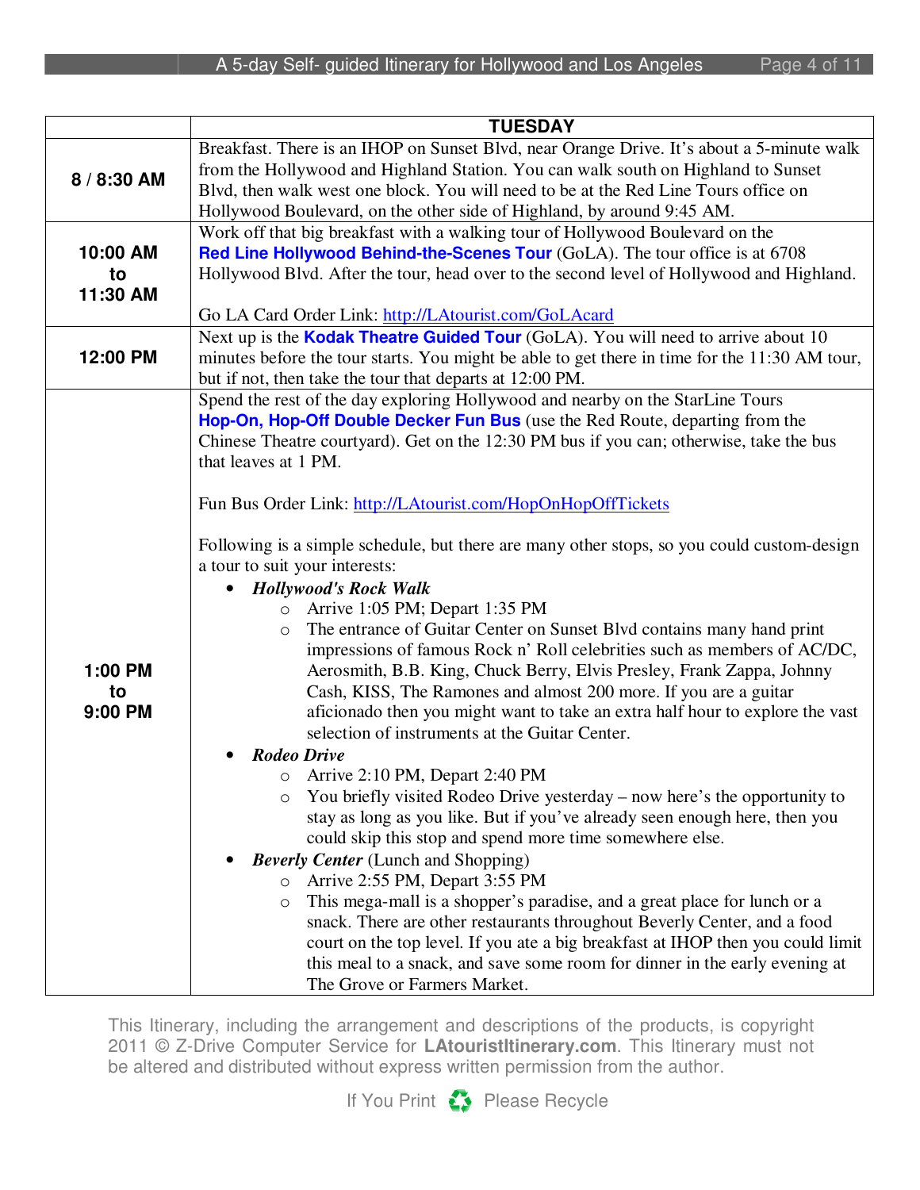| | TUESDAY |
|---|---|
| **8 / 8:30 AM** | Breakfast. There is an IHOP on Sunset Blvd, near Orange Drive. It's about a 5-minute walk from the Hollywood and Highland Station. You can walk south on Highland to Sunset Blvd, then walk west one block. You will need to be at the Red Line Tours office on Hollywood Boulevard, on the other side of Highland, by around 9:45 AM. |
| **10:00 AM to 11:30 AM** | Work off that big breakfast with a walking tour of Hollywood Boulevard on the **Red Line Hollywood Behind-the-Scenes Tour** (GoLA). The tour office is at 6708 Hollywood Blvd. After the tour, head over to the second level of Hollywood and Highland.<br><br>Go LA Card Order Link: http://LAtourist.com/GoLAcard |
| **12:00 PM** | Next up is the **Kodak Theatre Guided Tour** (GoLA). You will need to arrive about 10 minutes before the tour starts. You might be able to get there in time for the 11:30 AM tour, but if not, then take the tour that departs at 12:00 PM. |
| **1:00 PM to 9:00 PM** | Spend the rest of the day exploring Hollywood and nearby on the StarLine Tours **Hop-On, Hop-Off Double Decker Fun Bus** (use the Red Route, departing from the Chinese Theatre courtyard). Get on the 12:30 PM bus if you can; otherwise, take the bus that leaves at 1 PM.<br><br>Fun Bus Order Link: http://LAtourist.com/HopOnHopOffTickets<br><br>Following is a simple schedule, but there are many other stops, so you could custom-design a tour to suit your interests:<br>• ***Hollywood's Rock Walk***<br>  ○ Arrive 1:05 PM; Depart 1:35 PM<br>  ○ The entrance of Guitar Center on Sunset Blvd contains many hand print impressions of famous Rock n' Roll celebrities such as members of AC/DC, Aerosmith, B.B. King, Chuck Berry, Elvis Presley, Frank Zappa, Johnny Cash, KISS, The Ramones and almost 200 more. If you are a guitar aficionado then you might want to take an extra half hour to explore the vast selection of instruments at the Guitar Center.<br>• ***Rodeo Drive***<br>  ○ Arrive 2:10 PM, Depart 2:40 PM<br>  ○ You briefly visited Rodeo Drive yesterday – now here's the opportunity to stay as long as you like. But if you've already seen enough here, then you could skip this stop and spend more time somewhere else.<br>• ***Beverly Center*** (Lunch and Shopping)<br>  ○ Arrive 2:55 PM, Depart 3:55 PM<br>  ○ This mega-mall is a shopper's paradise, and a great place for lunch or a snack. There are other restaurants throughout Beverly Center, and a food court on the top level. If you ate a big breakfast at IHOP then you could limit this meal to a snack, and save some room for dinner in the early evening at The Grove or Farmers Market. |

This Itinerary, including the arrangement and descriptions of the products, is copyright 2011 © Z-Drive Computer Service for **LAtouristItinerary.com**. This Itinerary must not be altered and distributed without express written permission from the author.

If You Print Please Recycle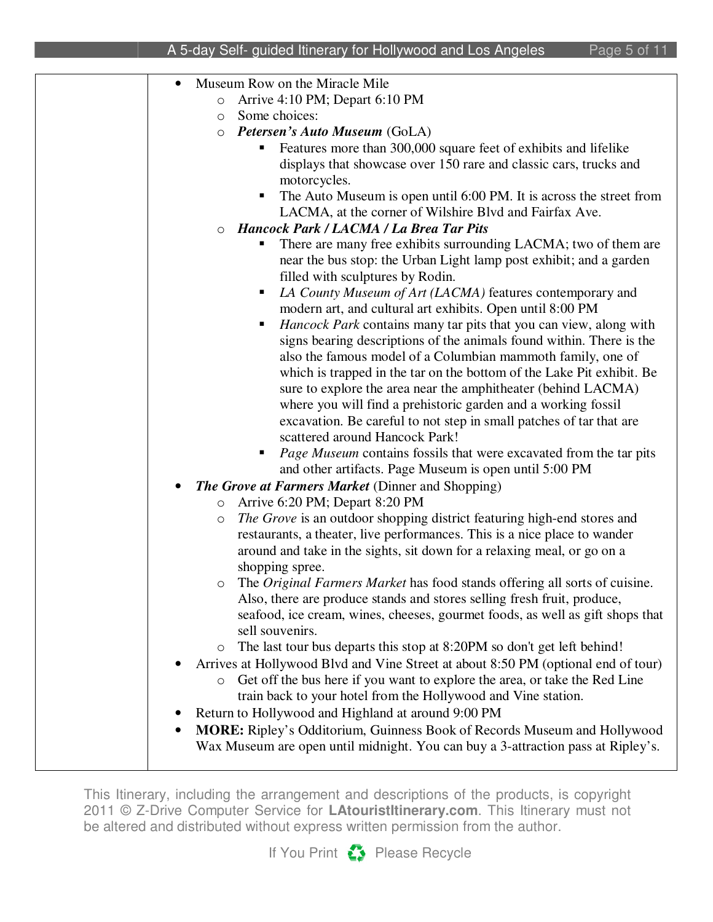- Museum Row on the Miracle Mile
    - Arrive 4:10 PM; Depart 6:10 PM
    - Some choices:
    - ***Petersen's Auto Museum*** (GoLA)
        - Features more than 300,000 square feet of exhibits and lifelike displays that showcase over 150 rare and classic cars, trucks and motorcycles.
        - The Auto Museum is open until 6:00 PM. It is across the street from LACMA, at the corner of Wilshire Blvd and Fairfax Ave.
    - ***Hancock Park / LACMA / La Brea Tar Pits***
        - There are many free exhibits surrounding LACMA; two of them are near the bus stop: the Urban Light lamp post exhibit; and a garden filled with sculptures by Rodin.
        - *LA County Museum of Art (LACMA)* features contemporary and modern art, and cultural art exhibits. Open until 8:00 PM
        - *Hancock Park* contains many tar pits that you can view, along with signs bearing descriptions of the animals found within. There is the also the famous model of a Columbian mammoth family, one of which is trapped in the tar on the bottom of the Lake Pit exhibit. Be sure to explore the area near the amphitheater (behind LACMA) where you will find a prehistoric garden and a working fossil excavation. Be careful to not step in small patches of tar that are scattered around Hancock Park!
        - *Page Museum* contains fossils that were excavated from the tar pits and other artifacts. Page Museum is open until 5:00 PM
- ***The Grove at Farmers Market*** (Dinner and Shopping)
    - Arrive 6:20 PM; Depart 8:20 PM
    - *The Grove* is an outdoor shopping district featuring high-end stores and restaurants, a theater, live performances. This is a nice place to wander around and take in the sights, sit down for a relaxing meal, or go on a shopping spree.
    - The *Original Farmers Market* has food stands offering all sorts of cuisine. Also, there are produce stands and stores selling fresh fruit, produce, seafood, ice cream, wines, cheeses, gourmet foods, as well as gift shops that sell souvenirs.
    - The last tour bus departs this stop at 8:20PM so don't get left behind!
- Arrives at Hollywood Blvd and Vine Street at about 8:50 PM (optional end of tour)
    - Get off the bus here if you want to explore the area, or take the Red Line train back to your hotel from the Hollywood and Vine station.
- Return to Hollywood and Highland at around 9:00 PM
- **MORE:** Ripley's Odditorium, Guinness Book of Records Museum and Hollywood Wax Museum are open until midnight. You can buy a 3-attraction pass at Ripley's.

This Itinerary, including the arrangement and descriptions of the products, is copyright 2011 © Z-Drive Computer Service for **LAtouristItinerary.com**. This Itinerary must not be altered and distributed without express written permission from the author.

If You Print Please Recycle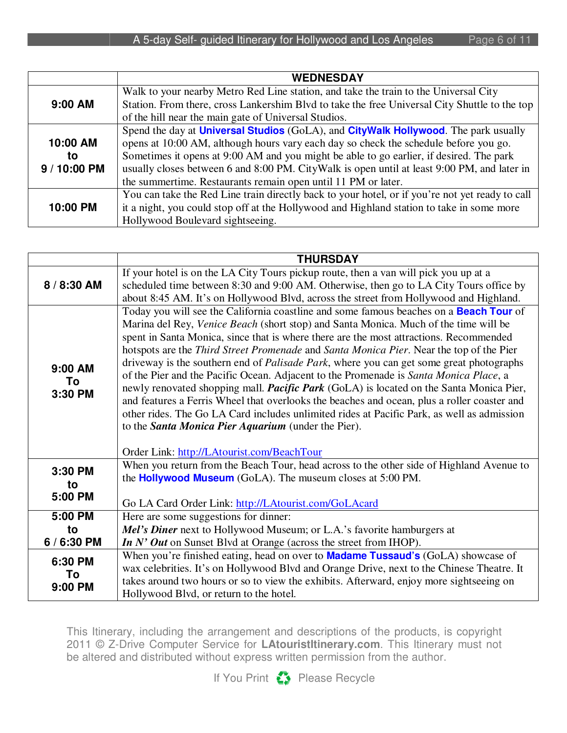| | WEDNESDAY |
|---|---|
| **9:00 AM** | Walk to your nearby Metro Red Line station, and take the train to the Universal City Station. From there, cross Lankershim Blvd to take the free Universal City Shuttle to the top of the hill near the main gate of Universal Studios. |
| **10:00 AM to 9 / 10:00 PM** | Spend the day at **Universal Studios** (GoLA), and **CityWalk Hollywood**. The park usually opens at 10:00 AM, although hours vary each day so check the schedule before you go. Sometimes it opens at 9:00 AM and you might be able to go earlier, if desired. The park usually closes between 6 and 8:00 PM. CityWalk is open until at least 9:00 PM, and later in the summertime. Restaurants remain open until 11 PM or later. |
| **10:00 PM** | You can take the Red Line train directly back to your hotel, or if you're not yet ready to call it a night, you could stop off at the Hollywood and Highland station to take in some more Hollywood Boulevard sightseeing. |

| | THURSDAY |
|---|---|
| **8 / 8:30 AM** | If your hotel is on the LA City Tours pickup route, then a van will pick you up at a scheduled time between 8:30 and 9:00 AM. Otherwise, then go to LA City Tours office by about 8:45 AM. It's on Hollywood Blvd, across the street from Hollywood and Highland. |
| **9:00 AM To 3:30 PM** | Today you will see the California coastline and some famous beaches on a **Beach Tour** of Marina del Rey, *Venice Beach* (short stop) and Santa Monica. Much of the time will be spent in Santa Monica, since that is where there are the most attractions. Recommended hotspots are the *Third Street Promenade* and *Santa Monica Pier*. Near the top of the Pier driveway is the southern end of *Palisade Park*, where you can get some great photographs of the Pier and the Pacific Ocean. Adjacent to the Promenade is *Santa Monica Place*, a newly renovated shopping mall. ***Pacific Park*** (GoLA) is located on the Santa Monica Pier, and features a Ferris Wheel that overlooks the beaches and ocean, plus a roller coaster and other rides. The Go LA Card includes unlimited rides at Pacific Park, as well as admission to the ***Santa Monica Pier Aquarium*** (under the Pier).<br><br>Order Link: http://LAtourist.com/BeachTour |
| **3:30 PM to 5:00 PM** | When you return from the Beach Tour, head across to the other side of Highland Avenue to the **Hollywood Museum** (GoLA). The museum closes at 5:00 PM.<br><br>Go LA Card Order Link: http://LAtourist.com/GoLAcard |
| **5:00 PM to 6 / 6:30 PM** | Here are some suggestions for dinner:<br>***Mel's Diner*** next to Hollywood Museum; or L.A.'s favorite hamburgers at ***In N' Out*** on Sunset Blvd at Orange (across the street from IHOP). |
| **6:30 PM To 9:00 PM** | When you're finished eating, head on over to **Madame Tussaud's** (GoLA) showcase of wax celebrities. It's on Hollywood Blvd and Orange Drive, next to the Chinese Theatre. It takes around two hours or so to view the exhibits. Afterward, enjoy more sightseeing on Hollywood Blvd, or return to the hotel. |

This Itinerary, including the arrangement and descriptions of the products, is copyright 2011 © Z-Drive Computer Service for **LAtouristItinerary.com**. This Itinerary must not be altered and distributed without express written permission from the author.

If You Print Please Recycle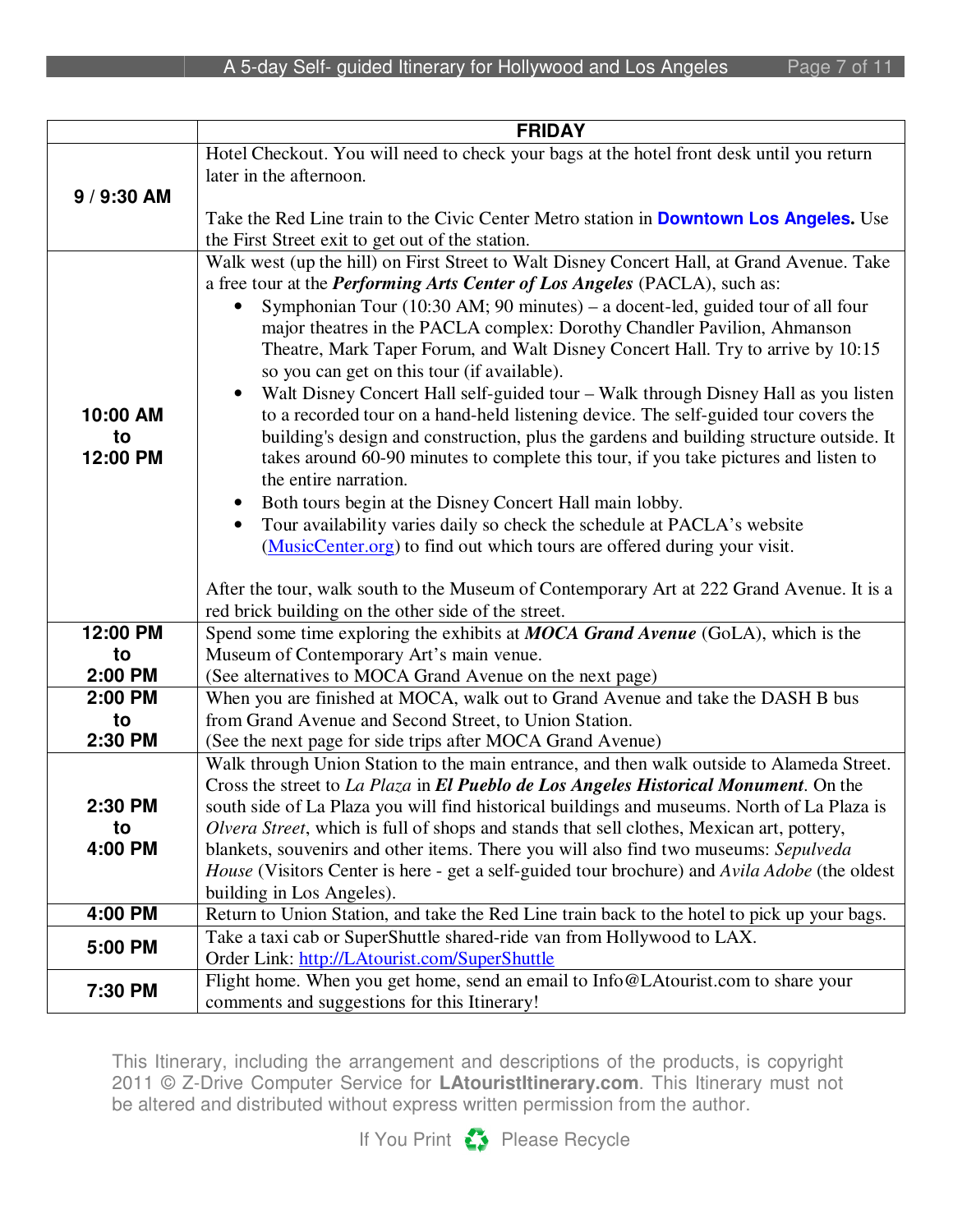| | **FRIDAY** |
|---|---|
| **9 / 9:30 AM** | Hotel Checkout. You will need to check your bags at the hotel front desk until you return later in the afternoon.<br><br>Take the Red Line train to the Civic Center Metro station in **Downtown Los Angeles.** Use the First Street exit to get out of the station. |
| **10:00 AM to 12:00 PM** | Walk west (up the hill) on First Street to Walt Disney Concert Hall, at Grand Avenue. Take a free tour at the ***Performing Arts Center of Los Angeles*** (PACLA), such as:<br>• Symphonian Tour (10:30 AM; 90 minutes) – a docent-led, guided tour of all four major theatres in the PACLA complex: Dorothy Chandler Pavilion, Ahmanson Theatre, Mark Taper Forum, and Walt Disney Concert Hall. Try to arrive by 10:15 so you can get on this tour (if available).<br>• Walt Disney Concert Hall self-guided tour – Walk through Disney Hall as you listen to a recorded tour on a hand-held listening device. The self-guided tour covers the building's design and construction, plus the gardens and building structure outside. It takes around 60-90 minutes to complete this tour, if you take pictures and listen to the entire narration.<br>• Both tours begin at the Disney Concert Hall main lobby.<br>• Tour availability varies daily so check the schedule at PACLA's website (MusicCenter.org) to find out which tours are offered during your visit.<br><br>After the tour, walk south to the Museum of Contemporary Art at 222 Grand Avenue. It is a red brick building on the other side of the street. |
| **12:00 PM to 2:00 PM** | Spend some time exploring the exhibits at ***MOCA Grand Avenue*** (GoLA), which is the Museum of Contemporary Art's main venue.<br>(See alternatives to MOCA Grand Avenue on the next page) |
| **2:00 PM to 2:30 PM** | When you are finished at MOCA, walk out to Grand Avenue and take the DASH B bus from Grand Avenue and Second Street, to Union Station.<br>(See the next page for side trips after MOCA Grand Avenue) |
| **2:30 PM to 4:00 PM** | Walk through Union Station to the main entrance, and then walk outside to Alameda Street. Cross the street to *La Plaza* in ***El Pueblo de Los Angeles Historical Monument***. On the south side of La Plaza you will find historical buildings and museums. North of La Plaza is *Olvera Street*, which is full of shops and stands that sell clothes, Mexican art, pottery, blankets, souvenirs and other items. There you will also find two museums: *Sepulveda House* (Visitors Center is here - get a self-guided tour brochure) and *Avila Adobe* (the oldest building in Los Angeles). |
| **4:00 PM** | Return to Union Station, and take the Red Line train back to the hotel to pick up your bags. |
| **5:00 PM** | Take a taxi cab or SuperShuttle shared-ride van from Hollywood to LAX.<br>Order Link: http://LAtourist.com/SuperShuttle |
| **7:30 PM** | Flight home. When you get home, send an email to Info@LAtourist.com to share your comments and suggestions for this Itinerary! |

This Itinerary, including the arrangement and descriptions of the products, is copyright 2011 © Z-Drive Computer Service for **LAtouristItinerary.com**. This Itinerary must not be altered and distributed without express written permission from the author.

If You Print Please Recycle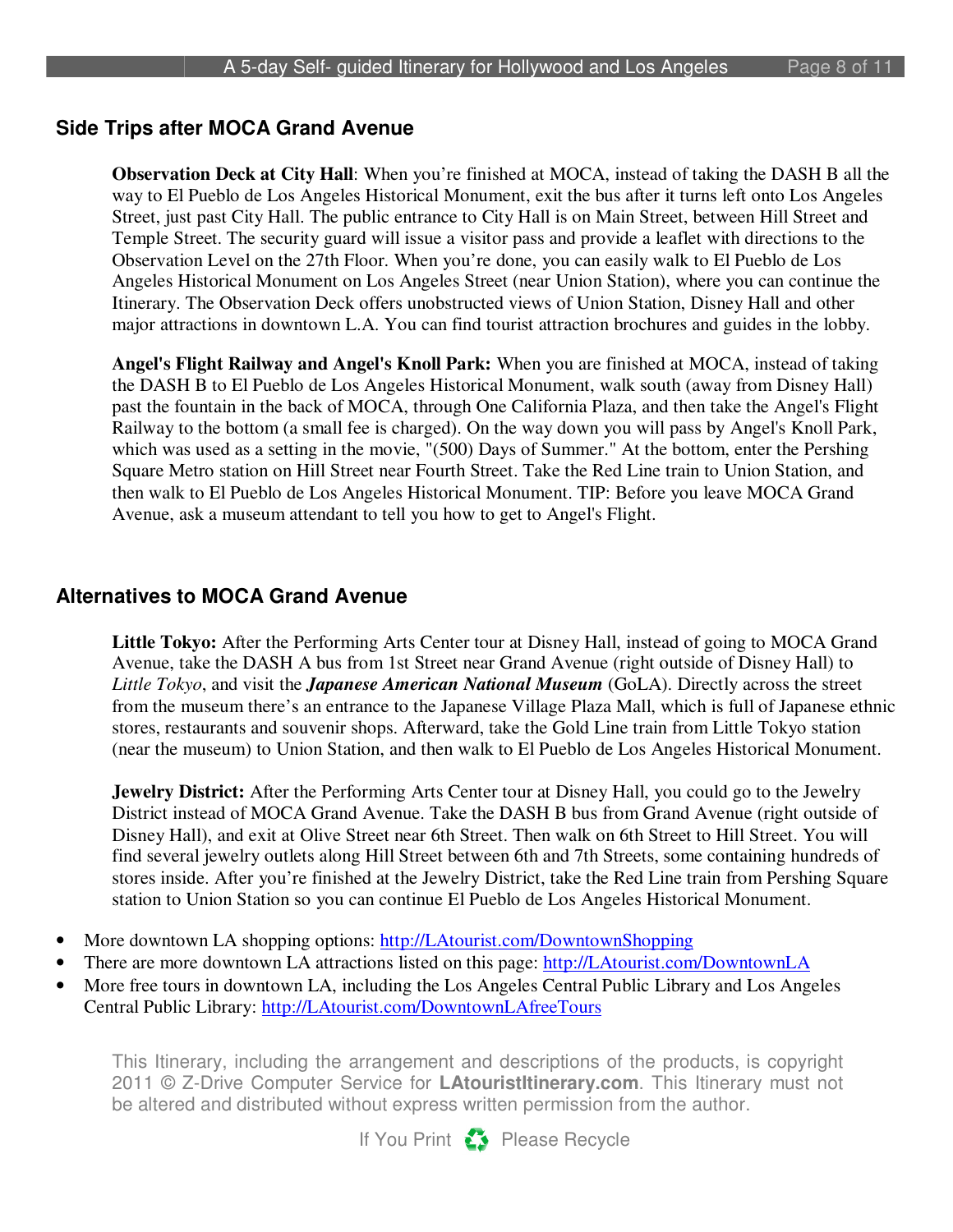## Side Trips after MOCA Grand Avenue

**Observation Deck at City Hall**: When you're finished at MOCA, instead of taking the DASH B all the way to El Pueblo de Los Angeles Historical Monument, exit the bus after it turns left onto Los Angeles Street, just past City Hall. The public entrance to City Hall is on Main Street, between Hill Street and Temple Street. The security guard will issue a visitor pass and provide a leaflet with directions to the Observation Level on the 27th Floor. When you're done, you can easily walk to El Pueblo de Los Angeles Historical Monument on Los Angeles Street (near Union Station), where you can continue the Itinerary. The Observation Deck offers unobstructed views of Union Station, Disney Hall and other major attractions in downtown L.A. You can find tourist attraction brochures and guides in the lobby.

**Angel's Flight Railway and Angel's Knoll Park:** When you are finished at MOCA, instead of taking the DASH B to El Pueblo de Los Angeles Historical Monument, walk south (away from Disney Hall) past the fountain in the back of MOCA, through One California Plaza, and then take the Angel's Flight Railway to the bottom (a small fee is charged). On the way down you will pass by Angel's Knoll Park, which was used as a setting in the movie, "(500) Days of Summer." At the bottom, enter the Pershing Square Metro station on Hill Street near Fourth Street. Take the Red Line train to Union Station, and then walk to El Pueblo de Los Angeles Historical Monument. TIP: Before you leave MOCA Grand Avenue, ask a museum attendant to tell you how to get to Angel's Flight.

## Alternatives to MOCA Grand Avenue

**Little Tokyo:** After the Performing Arts Center tour at Disney Hall, instead of going to MOCA Grand Avenue, take the DASH A bus from 1st Street near Grand Avenue (right outside of Disney Hall) to *Little Tokyo*, and visit the ***Japanese American National Museum*** (GoLA). Directly across the street from the museum there's an entrance to the Japanese Village Plaza Mall, which is full of Japanese ethnic stores, restaurants and souvenir shops. Afterward, take the Gold Line train from Little Tokyo station (near the museum) to Union Station, and then walk to El Pueblo de Los Angeles Historical Monument.

**Jewelry District:** After the Performing Arts Center tour at Disney Hall, you could go to the Jewelry District instead of MOCA Grand Avenue. Take the DASH B bus from Grand Avenue (right outside of Disney Hall), and exit at Olive Street near 6th Street. Then walk on 6th Street to Hill Street. You will find several jewelry outlets along Hill Street between 6th and 7th Streets, some containing hundreds of stores inside. After you're finished at the Jewelry District, take the Red Line train from Pershing Square station to Union Station so you can continue El Pueblo de Los Angeles Historical Monument.

- More downtown LA shopping options: http://LAtourist.com/DowntownShopping
- There are more downtown LA attractions listed on this page: http://LAtourist.com/DowntownLA
- More free tours in downtown LA, including the Los Angeles Central Public Library and Los Angeles Central Public Library: http://LAtourist.com/DowntownLAfreeTours

This Itinerary, including the arrangement and descriptions of the products, is copyright 2011 © Z-Drive Computer Service for **LAtouristItinerary.com**. This Itinerary must not be altered and distributed without express written permission from the author.

If You Print Please Recycle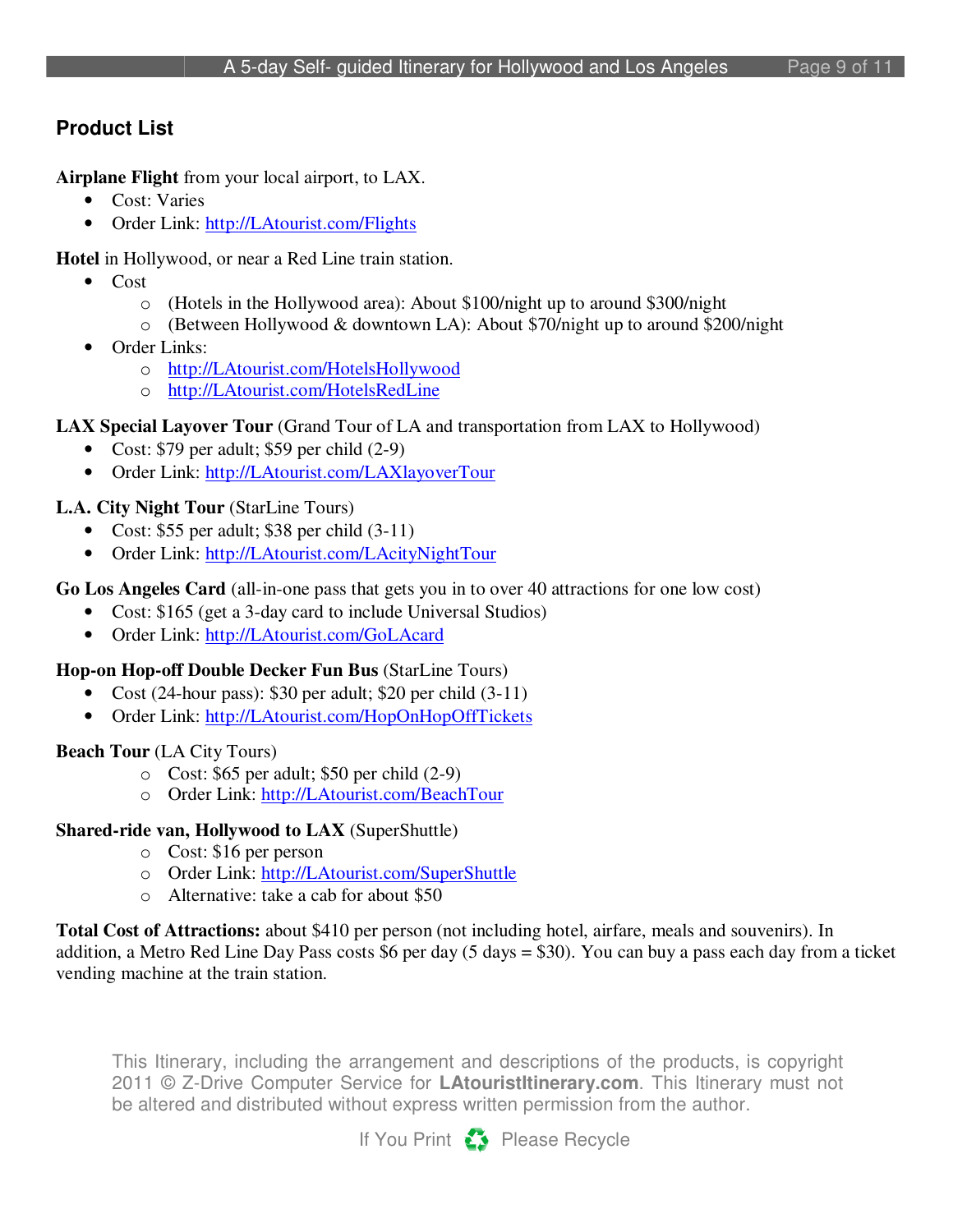## Product List

**Airplane Flight** from your local airport, to LAX.

- Cost: Varies
- Order Link: http://LAtourist.com/Flights

**Hotel** in Hollywood, or near a Red Line train station.

- Cost
  - (Hotels in the Hollywood area): About $100/night up to around $300/night
  - (Between Hollywood & downtown LA): About $70/night up to around $200/night
- Order Links:
  - http://LAtourist.com/HotelsHollywood
  - http://LAtourist.com/HotelsRedLine

**LAX Special Layover Tour** (Grand Tour of LA and transportation from LAX to Hollywood)

- Cost: $79 per adult; $59 per child (2-9)
- Order Link: http://LAtourist.com/LAXlayoverTour

**L.A. City Night Tour** (StarLine Tours)

- Cost: $55 per adult; $38 per child (3-11)
- Order Link: http://LAtourist.com/LAcityNightTour

**Go Los Angeles Card** (all-in-one pass that gets you in to over 40 attractions for one low cost)

- Cost: $165 (get a 3-day card to include Universal Studios)
- Order Link: http://LAtourist.com/GoLAcard

**Hop-on Hop-off Double Decker Fun Bus** (StarLine Tours)

- Cost (24-hour pass): $30 per adult; $20 per child (3-11)
- Order Link: http://LAtourist.com/HopOnHopOffTickets

**Beach Tour** (LA City Tours)

- Cost: $65 per adult; $50 per child (2-9)
- Order Link: http://LAtourist.com/BeachTour

**Shared-ride van, Hollywood to LAX** (SuperShuttle)

- Cost: $16 per person
- Order Link: http://LAtourist.com/SuperShuttle
- Alternative: take a cab for about $50

**Total Cost of Attractions:** about $410 per person (not including hotel, airfare, meals and souvenirs). In addition, a Metro Red Line Day Pass costs $6 per day (5 days = $30). You can buy a pass each day from a ticket vending machine at the train station.

This Itinerary, including the arrangement and descriptions of the products, is copyright 2011 © Z-Drive Computer Service for **LAtouristItinerary.com**. This Itinerary must not be altered and distributed without express written permission from the author.

If You Print ♻ Please Recycle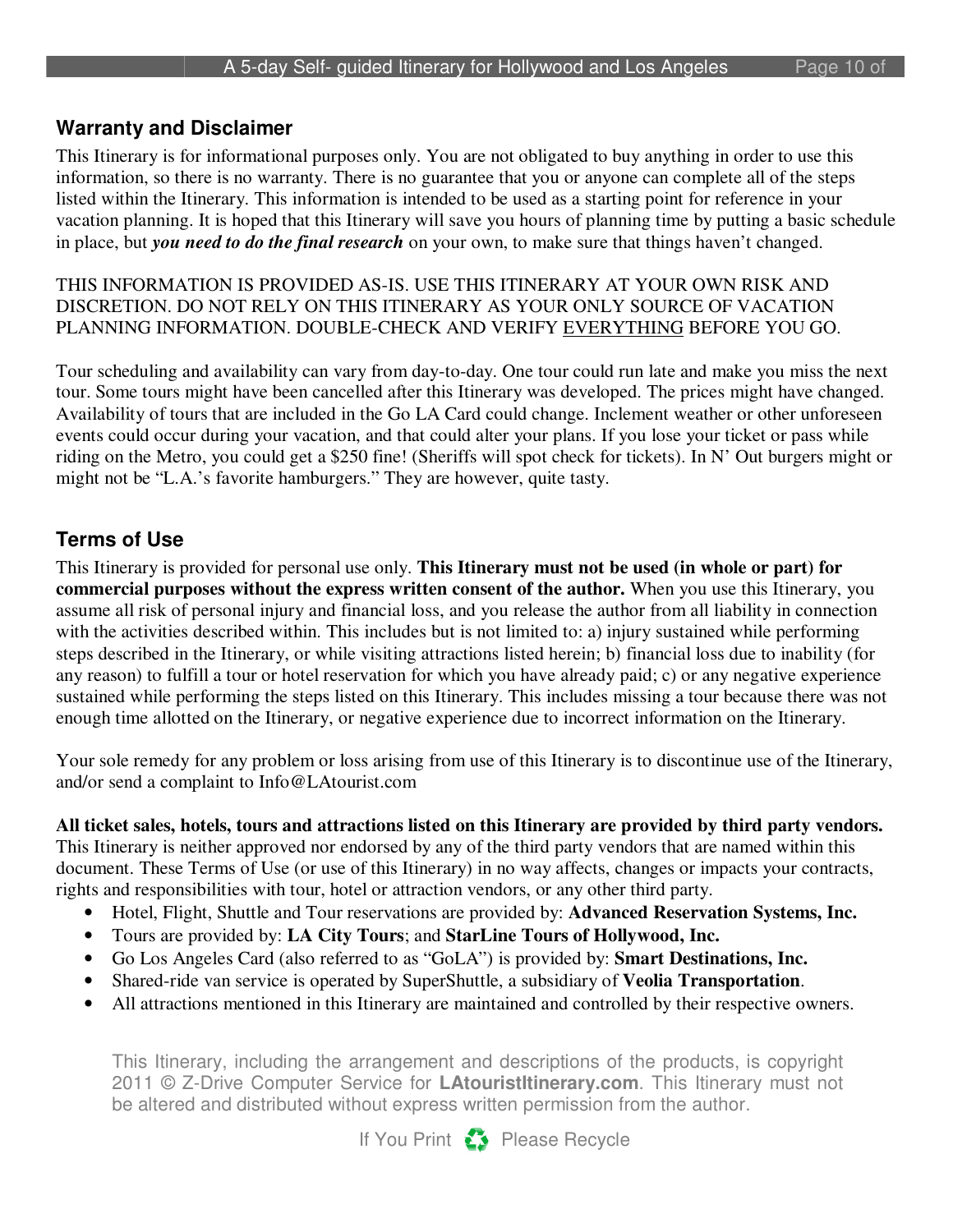## Warranty and Disclaimer

This Itinerary is for informational purposes only. You are not obligated to buy anything in order to use this information, so there is no warranty. There is no guarantee that you or anyone can complete all of the steps listed within the Itinerary. This information is intended to be used as a starting point for reference in your vacation planning. It is hoped that this Itinerary will save you hours of planning time by putting a basic schedule in place, but ***you need to do the final research*** on your own, to make sure that things haven't changed.

THIS INFORMATION IS PROVIDED AS-IS. USE THIS ITINERARY AT YOUR OWN RISK AND DISCRETION. DO NOT RELY ON THIS ITINERARY AS YOUR ONLY SOURCE OF VACATION PLANNING INFORMATION. DOUBLE-CHECK AND VERIFY EVERYTHING BEFORE YOU GO.

Tour scheduling and availability can vary from day-to-day. One tour could run late and make you miss the next tour. Some tours might have been cancelled after this Itinerary was developed. The prices might have changed. Availability of tours that are included in the Go LA Card could change. Inclement weather or other unforeseen events could occur during your vacation, and that could alter your plans. If you lose your ticket or pass while riding on the Metro, you could get a $250 fine! (Sheriffs will spot check for tickets). In N' Out burgers might or might not be "L.A.'s favorite hamburgers." They are however, quite tasty.

## Terms of Use

This Itinerary is provided for personal use only. **This Itinerary must not be used (in whole or part) for commercial purposes without the express written consent of the author.** When you use this Itinerary, you assume all risk of personal injury and financial loss, and you release the author from all liability in connection with the activities described within. This includes but is not limited to: a) injury sustained while performing steps described in the Itinerary, or while visiting attractions listed herein; b) financial loss due to inability (for any reason) to fulfill a tour or hotel reservation for which you have already paid; c) or any negative experience sustained while performing the steps listed on this Itinerary. This includes missing a tour because there was not enough time allotted on the Itinerary, or negative experience due to incorrect information on the Itinerary.

Your sole remedy for any problem or loss arising from use of this Itinerary is to discontinue use of the Itinerary, and/or send a complaint to Info@LAtourist.com

**All ticket sales, hotels, tours and attractions listed on this Itinerary are provided by third party vendors.** This Itinerary is neither approved nor endorsed by any of the third party vendors that are named within this document. These Terms of Use (or use of this Itinerary) in no way affects, changes or impacts your contracts, rights and responsibilities with tour, hotel or attraction vendors, or any other third party.

- Hotel, Flight, Shuttle and Tour reservations are provided by: **Advanced Reservation Systems, Inc.**
- Tours are provided by: **LA City Tours**; and **StarLine Tours of Hollywood, Inc.**
- Go Los Angeles Card (also referred to as "GoLA") is provided by: **Smart Destinations, Inc.**
- Shared-ride van service is operated by SuperShuttle, a subsidiary of **Veolia Transportation**.
- All attractions mentioned in this Itinerary are maintained and controlled by their respective owners.

This Itinerary, including the arrangement and descriptions of the products, is copyright 2011 © Z-Drive Computer Service for **LAtouristItinerary.com**. This Itinerary must not be altered and distributed without express written permission from the author.

If You Print ♻ Please Recycle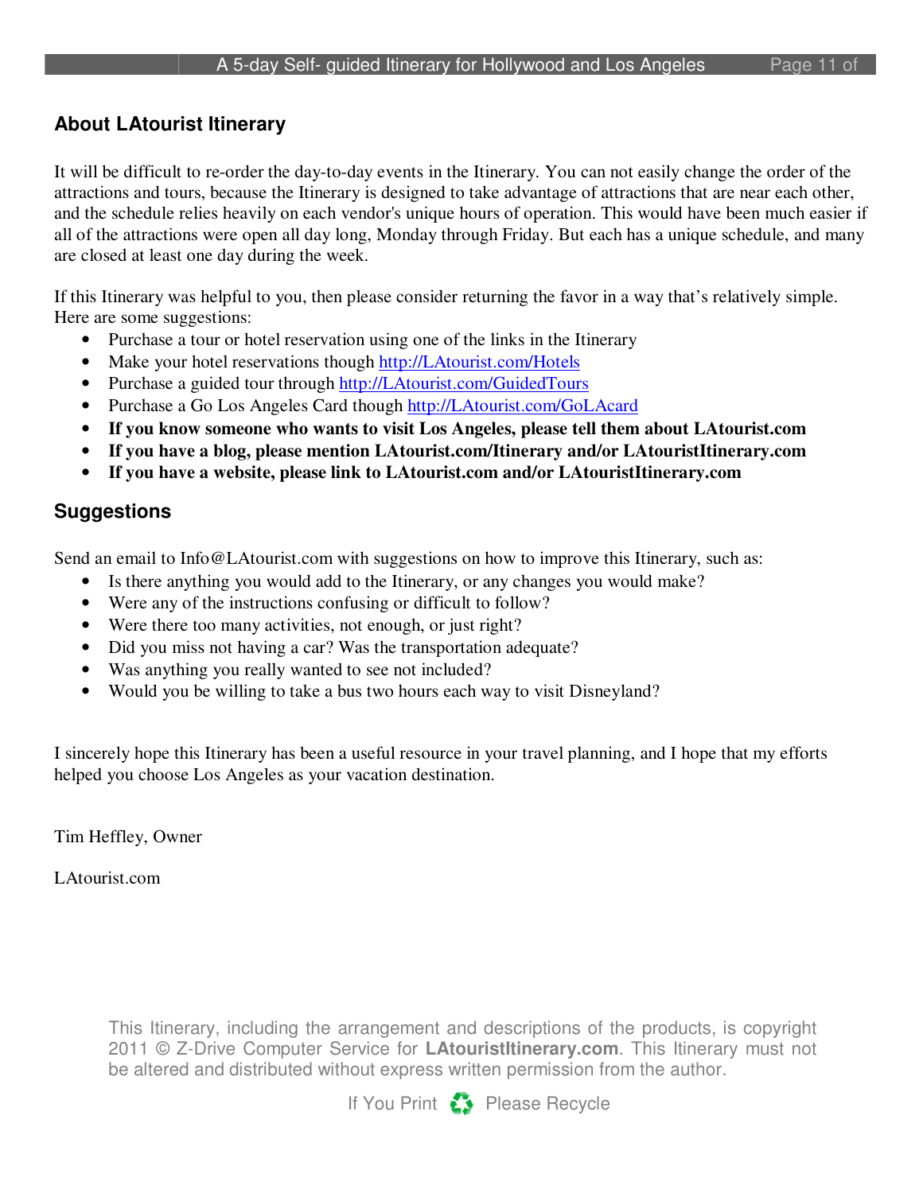## About LAtourist Itinerary

It will be difficult to re-order the day-to-day events in the Itinerary. You can not easily change the order of the attractions and tours, because the Itinerary is designed to take advantage of attractions that are near each other, and the schedule relies heavily on each vendor's unique hours of operation. This would have been much easier if all of the attractions were open all day long, Monday through Friday. But each has a unique schedule, and many are closed at least one day during the week.

If this Itinerary was helpful to you, then please consider returning the favor in a way that's relatively simple. Here are some suggestions:

- Purchase a tour or hotel reservation using one of the links in the Itinerary
- Make your hotel reservations though http://LAtourist.com/Hotels
- Purchase a guided tour through http://LAtourist.com/GuidedTours
- Purchase a Go Los Angeles Card though http://LAtourist.com/GoLAcard
- **If you know someone who wants to visit Los Angeles, please tell them about LAtourist.com**
- **If you have a blog, please mention LAtourist.com/Itinerary and/or LAtouristItinerary.com**
- **If you have a website, please link to LAtourist.com and/or LAtouristItinerary.com**

## Suggestions

Send an email to Info@LAtourist.com with suggestions on how to improve this Itinerary, such as:

- Is there anything you would add to the Itinerary, or any changes you would make?
- Were any of the instructions confusing or difficult to follow?
- Were there too many activities, not enough, or just right?
- Did you miss not having a car? Was the transportation adequate?
- Was anything you really wanted to see not included?
- Would you be willing to take a bus two hours each way to visit Disneyland?

I sincerely hope this Itinerary has been a useful resource in your travel planning, and I hope that my efforts helped you choose Los Angeles as your vacation destination.

Tim Heffley, Owner

LAtourist.com

This Itinerary, including the arrangement and descriptions of the products, is copyright 2011 © Z-Drive Computer Service for **LAtouristItinerary.com**. This Itinerary must not be altered and distributed without express written permission from the author.

If You Print Please Recycle